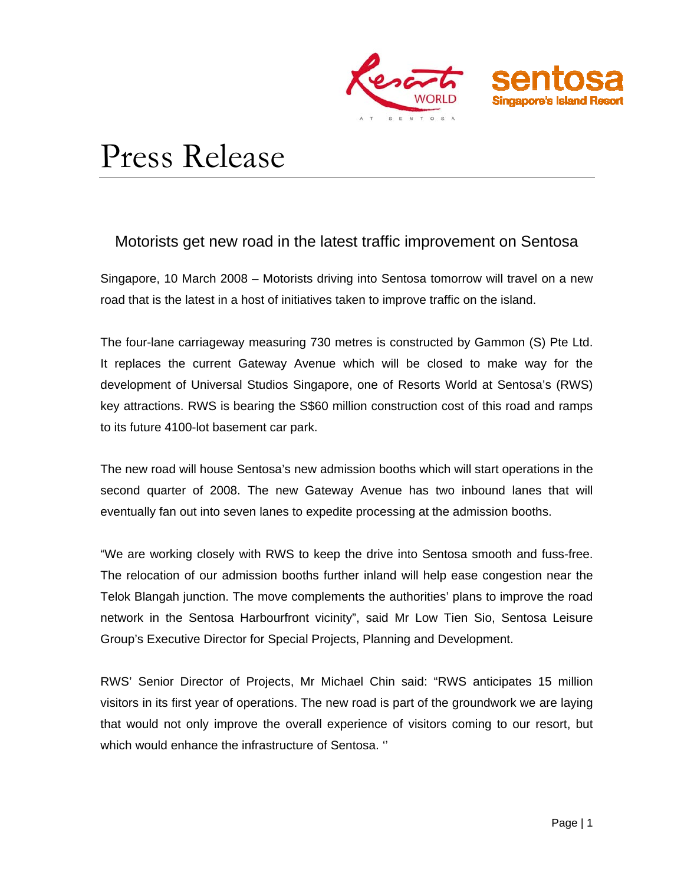# Press Release

## Motorists get new road in the latest traffic improvement on Sentosa

Singapore, 10 March 2008 – Motorists driving into Sentosa tomorrow will travel on a new road that is the latest in a host of initiatives taken to improve traffic on the island.

The four-lane carriageway measuring 730 metres is constructed by Gammon (S) Pte Ltd. It replaces the current Gateway Avenue which will be closed to make way for the development of Universal Studios Singapore, one of Resorts World at Sentosa's (RWS) key attractions. RWS is bearing the S$60 million construction cost of this road and ramps to its future 4100-lot basement car park.

The new road will house Sentosa's new admission booths which will start operations in the second quarter of 2008. The new Gateway Avenue has two inbound lanes that will eventually fan out into seven lanes to expedite processing at the admission booths.

"We are working closely with RWS to keep the drive into Sentosa smooth and fuss-free. The relocation of our admission booths further inland will help ease congestion near the Telok Blangah junction. The move complements the authorities' plans to improve the road network in the Sentosa Harbourfront vicinity", said Mr Low Tien Sio, Sentosa Leisure Group's Executive Director for Special Projects, Planning and Development.

RWS' Senior Director of Projects, Mr Michael Chin said: "RWS anticipates 15 million visitors in its first year of operations. The new road is part of the groundwork we are laying that would not only improve the overall experience of visitors coming to our resort, but which would enhance the infrastructure of Sentosa. ''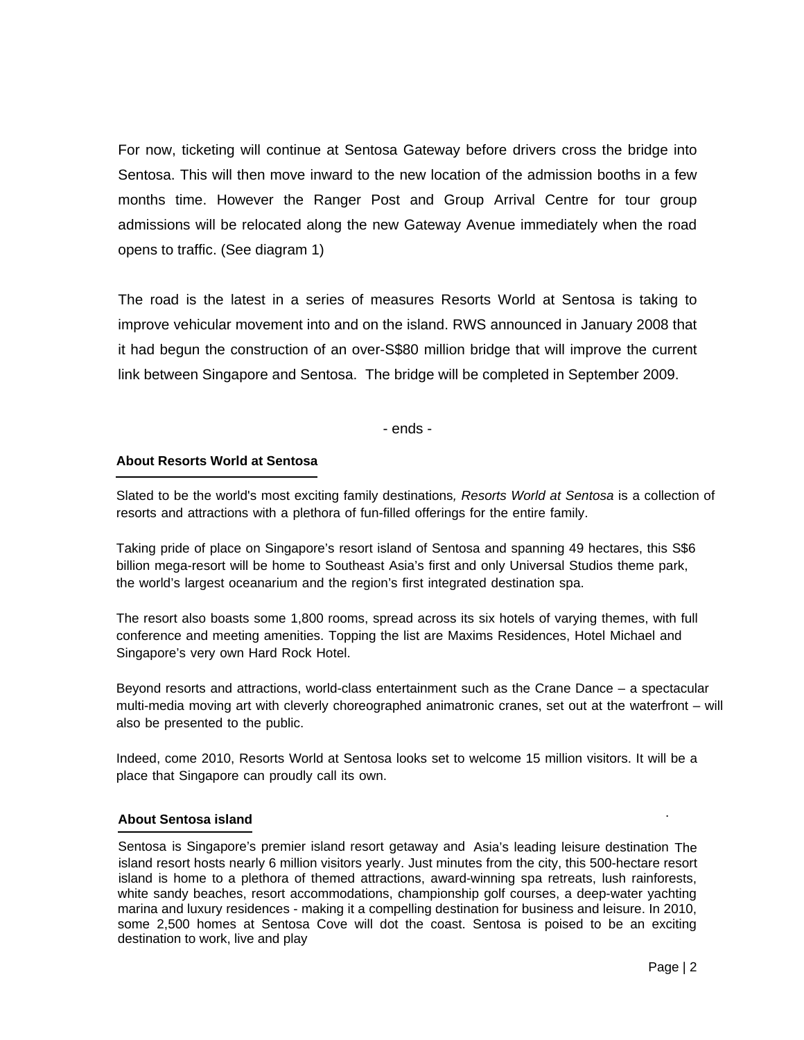For now, ticketing will continue at Sentosa Gateway before drivers cross the bridge into Sentosa. This will then move inward to the new location of the admission booths in a few months time. However the Ranger Post and Group Arrival Centre for tour group admissions will be relocated along the new Gateway Avenue immediately when the road opens to traffic. (See diagram 1)

The road is the latest in a series of measures Resorts World at Sentosa is taking to improve vehicular movement into and on the island. RWS announced in January 2008 that it had begun the construction of an over-S$80 million bridge that will improve the current link between Singapore and Sentosa. The bridge will be completed in September 2009.

- ends -

**About Resorts World at Sentosa**

Slated to be the world's most exciting family destinations*, Resorts World at Sentosa* is a collection of resorts and attractions with a plethora of fun-filled offerings for the entire family.

Taking pride of place on Singapore's resort island of Sentosa and spanning 49 hectares, this S$6 billion mega-resort will be home to Southeast Asia's first and only Universal Studios theme park, the world's largest oceanarium and the region's first integrated destination spa.

The resort also boasts some 1,800 rooms, spread across its six hotels of varying themes, with full conference and meeting amenities. Topping the list are Maxims Residences, Hotel Michael and Singapore's very own Hard Rock Hotel.

Beyond resorts and attractions, world-class entertainment such as the Crane Dance – a spectacular multi-media moving art with cleverly choreographed animatronic cranes, set out at the waterfront – will also be presented to the public.

Indeed, come 2010, Resorts World at Sentosa looks set to welcome 15 million visitors. It will be a place that Singapore can proudly call its own.

**About Sentosa island**

Sentosa is Singapore's premier island resort getaway and Asia's leading leisure destination The island resort hosts nearly 6 million visitors yearly. Just minutes from the city, this 500-hectare resort island is home to a plethora of themed attractions, award-winning spa retreats, lush rainforests, white sandy beaches, resort accommodations, championship golf courses, a deep-water yachting marina and luxury residences - making it a compelling destination for business and leisure. In 2010, some 2,500 homes at Sentosa Cove will dot the coast. Sentosa is poised to be an exciting destination to work, live and play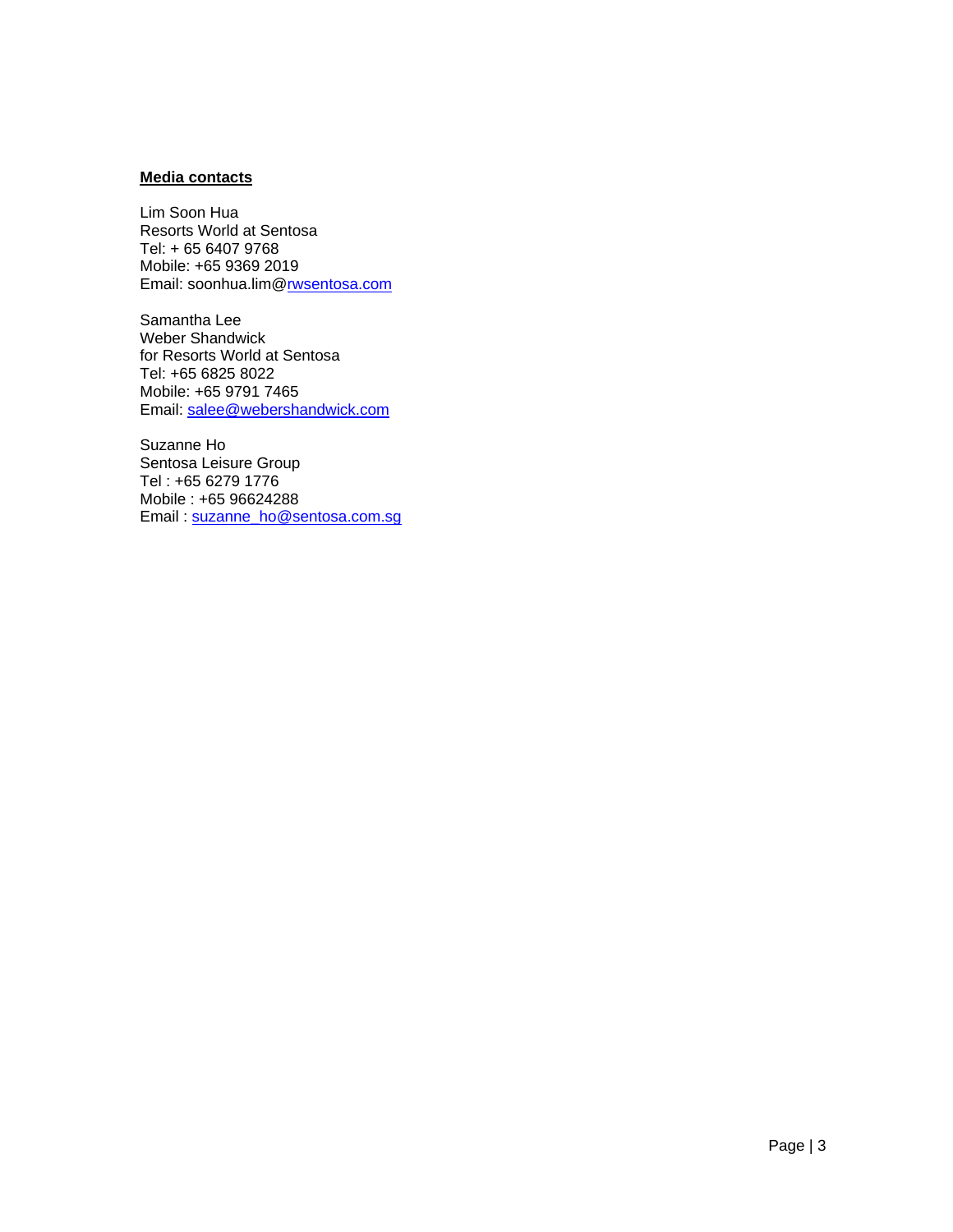**Media contacts**

Lim Soon Hua
Resorts World at Sentosa
Tel: + 65 6407 9768
Mobile: +65 9369 2019
Email: soonhua.lim@rwsentosa.com

Samantha Lee
Weber Shandwick
for Resorts World at Sentosa
Tel: +65 6825 8022
Mobile: +65 9791 7465
Email: salee@webershandwick.com

Suzanne Ho
Sentosa Leisure Group
Tel : +65 6279 1776
Mobile : +65 96624288
Email : suzanne_ho@sentosa.com.sg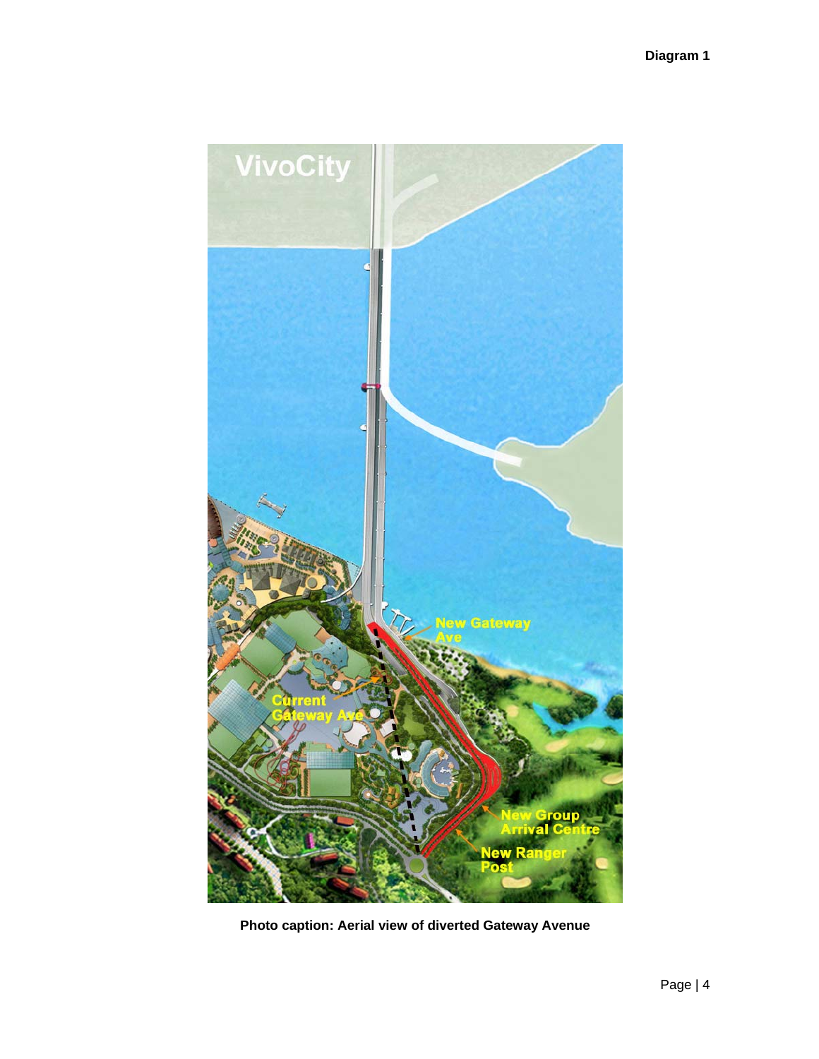**Diagram 1**

VivoCity

New Gateway Ave

Current Gateway Ave

New Group Arrival Centre

New Ranger Post

**Photo caption: Aerial view of diverted Gateway Avenue**